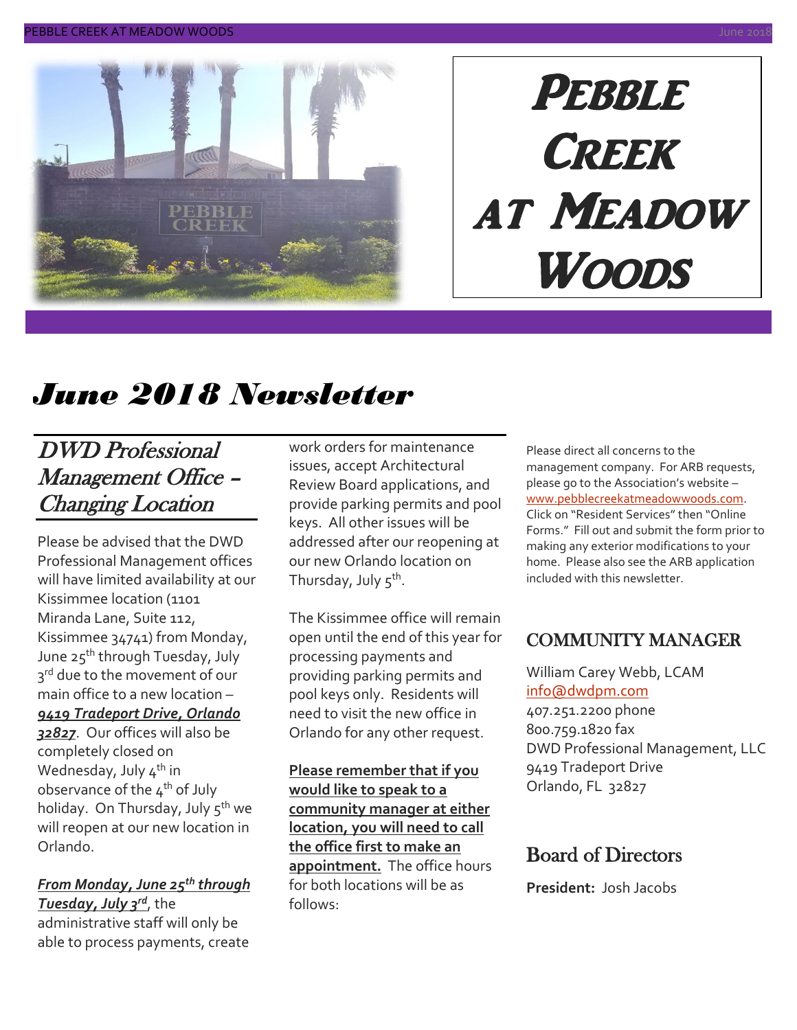# Pebble Creek at Meadow Woods

## *June 2018 Newsletter*

## *DWD Professional Management Office – Changing Location*

Please be advised that the DWD Professional Management offices will have limited availability at our Kissimmee location (1101 Miranda Lane, Suite 112, Kissimmee 34741) from Monday, June 25th through Tuesday, July 3rd due to the movement of our main office to a new location – ***9419 Tradeport Drive, Orlando 32827***. Our offices will also be completely closed on Wednesday, July 4th in observance of the 4th of July holiday. On Thursday, July 5th we will reopen at our new location in Orlando.

***From Monday, June 25th through Tuesday, July 3rd***, the administrative staff will only be able to process payments, create work orders for maintenance issues, accept Architectural Review Board applications, and provide parking permits and pool keys. All other issues will be addressed after our reopening at our new Orlando location on Thursday, July 5th.

The Kissimmee office will remain open until the end of this year for processing payments and providing parking permits and pool keys only. Residents will need to visit the new office in Orlando for any other request.

**Please remember that if you would like to speak to a community manager at either location, you will need to call the office first to make an appointment.** The office hours for both locations will be as follows:

Please direct all concerns to the management company. For ARB requests, please go to the Association's website – www.pebblecreekatmeadowwoods.com. Click on "Resident Services" then "Online Forms." Fill out and submit the form prior to making any exterior modifications to your home. Please also see the ARB application included with this newsletter.

## COMMUNITY MANAGER

William Carey Webb, LCAM
info@dwdpm.com
407.251.2200 phone
800.759.1820 fax
DWD Professional Management, LLC
9419 Tradeport Drive
Orlando, FL 32827

## Board of Directors

**President:** Josh Jacobs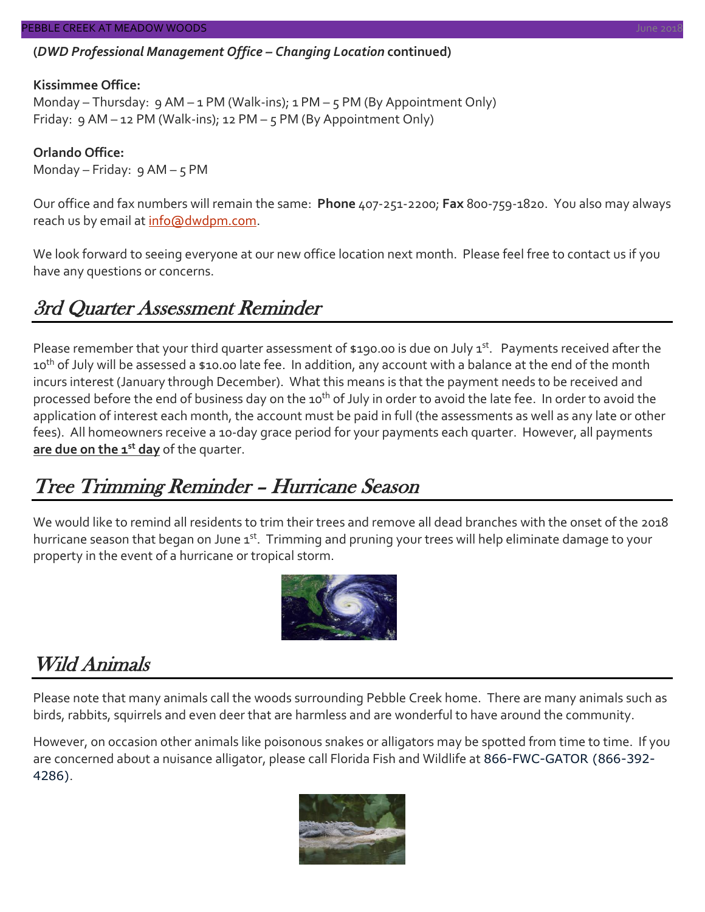(*DWD Professional Management Office – Changing Location* continued)

**Kissimmee Office:**
Monday – Thursday: 9 AM – 1 PM (Walk-ins); 1 PM – 5 PM (By Appointment Only)
Friday: 9 AM – 12 PM (Walk-ins); 12 PM – 5 PM (By Appointment Only)

**Orlando Office:**
Monday – Friday: 9 AM – 5 PM

Our office and fax numbers will remain the same: **Phone** 407-251-2200; **Fax** 800-759-1820. You also may always reach us by email at info@dwdpm.com.

We look forward to seeing everyone at our new office location next month. Please feel free to contact us if you have any questions or concerns.

## 3rd Quarter Assessment Reminder

Please remember that your third quarter assessment of $190.00 is due on July 1st. Payments received after the 10th of July will be assessed a $10.00 late fee. In addition, any account with a balance at the end of the month incurs interest (January through December). What this means is that the payment needs to be received and processed before the end of business day on the 10th of July in order to avoid the late fee. In order to avoid the application of interest each month, the account must be paid in full (the assessments as well as any late or other fees). All homeowners receive a 10-day grace period for your payments each quarter. However, all payments **are due on the 1st day** of the quarter.

## Tree Trimming Reminder – Hurricane Season

We would like to remind all residents to trim their trees and remove all dead branches with the onset of the 2018 hurricane season that began on June 1st. Trimming and pruning your trees will help eliminate damage to your property in the event of a hurricane or tropical storm.

## Wild Animals

Please note that many animals call the woods surrounding Pebble Creek home. There are many animals such as birds, rabbits, squirrels and even deer that are harmless and are wonderful to have around the community.

However, on occasion other animals like poisonous snakes or alligators may be spotted from time to time. If you are concerned about a nuisance alligator, please call Florida Fish and Wildlife at 866-FWC-GATOR (866-392-4286).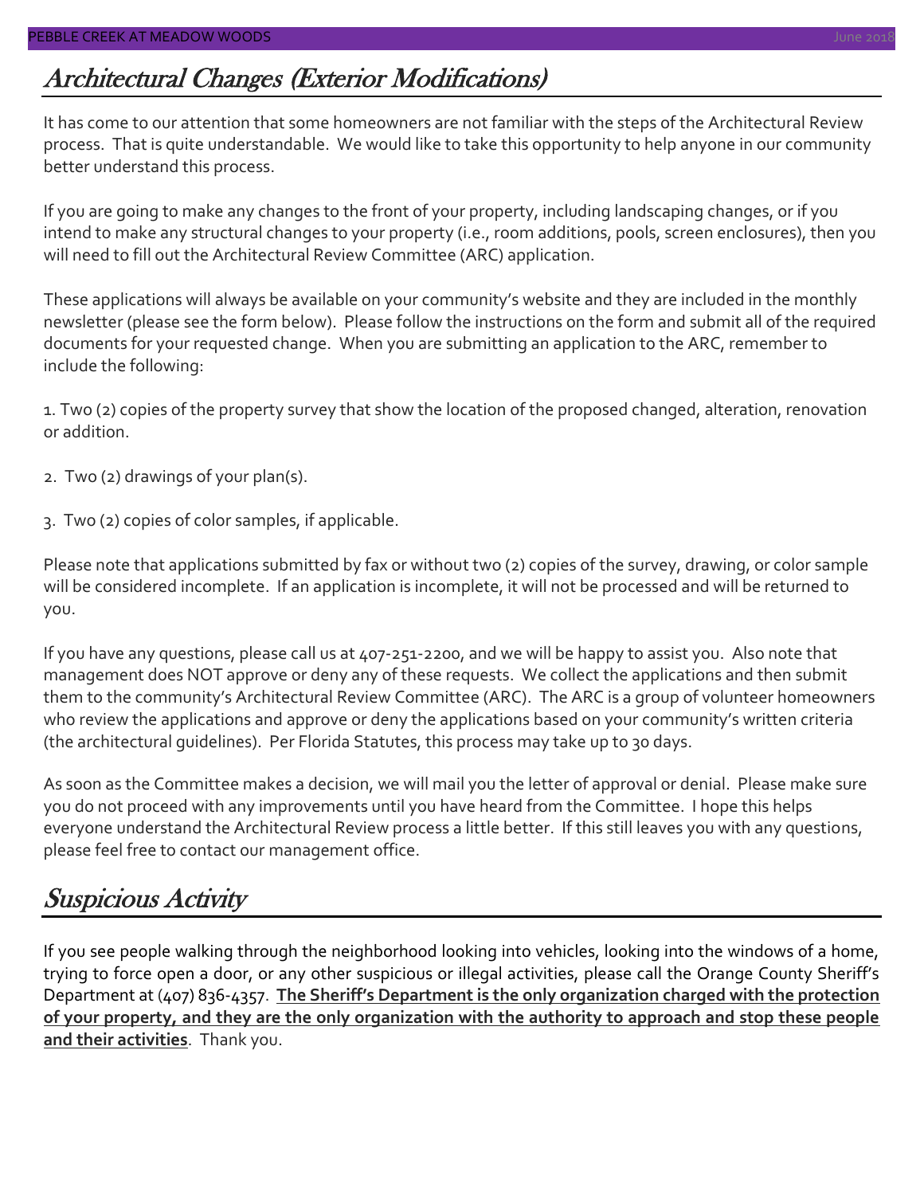## Architectural Changes (Exterior Modifications)

It has come to our attention that some homeowners are not familiar with the steps of the Architectural Review process. That is quite understandable. We would like to take this opportunity to help anyone in our community better understand this process.

If you are going to make any changes to the front of your property, including landscaping changes, or if you intend to make any structural changes to your property (i.e., room additions, pools, screen enclosures), then you will need to fill out the Architectural Review Committee (ARC) application.

These applications will always be available on your community's website and they are included in the monthly newsletter (please see the form below). Please follow the instructions on the form and submit all of the required documents for your requested change. When you are submitting an application to the ARC, remember to include the following:

1. Two (2) copies of the property survey that show the location of the proposed changed, alteration, renovation or addition.

2. Two (2) drawings of your plan(s).

3. Two (2) copies of color samples, if applicable.

Please note that applications submitted by fax or without two (2) copies of the survey, drawing, or color sample will be considered incomplete. If an application is incomplete, it will not be processed and will be returned to you.

If you have any questions, please call us at 407-251-2200, and we will be happy to assist you. Also note that management does NOT approve or deny any of these requests. We collect the applications and then submit them to the community's Architectural Review Committee (ARC). The ARC is a group of volunteer homeowners who review the applications and approve or deny the applications based on your community's written criteria (the architectural guidelines). Per Florida Statutes, this process may take up to 30 days.

As soon as the Committee makes a decision, we will mail you the letter of approval or denial. Please make sure you do not proceed with any improvements until you have heard from the Committee. I hope this helps everyone understand the Architectural Review process a little better. If this still leaves you with any questions, please feel free to contact our management office.

## Suspicious Activity

If you see people walking through the neighborhood looking into vehicles, looking into the windows of a home, trying to force open a door, or any other suspicious or illegal activities, please call the Orange County Sheriff's Department at (407) 836-4357. **The Sheriff's Department is the only organization charged with the protection of your property, and they are the only organization with the authority to approach and stop these people and their activities**. Thank you.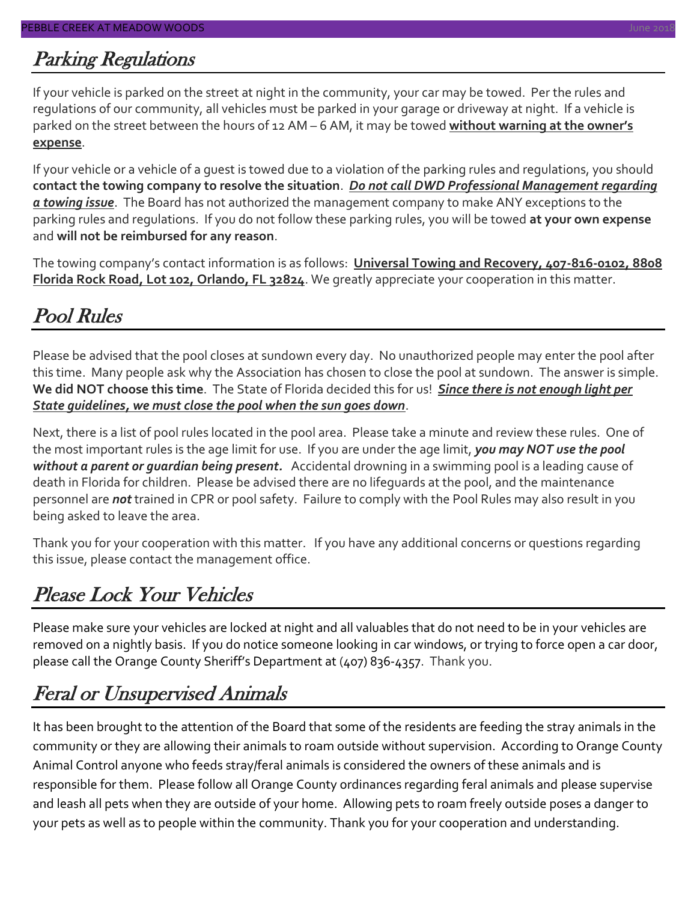## Parking Regulations

If your vehicle is parked on the street at night in the community, your car may be towed. Per the rules and regulations of our community, all vehicles must be parked in your garage or driveway at night. If a vehicle is parked on the street between the hours of 12 AM – 6 AM, it may be towed **without warning at the owner's expense**.

If your vehicle or a vehicle of a guest is towed due to a violation of the parking rules and regulations, you should **contact the towing company to resolve the situation**. ***Do not call DWD Professional Management regarding a towing issue***. The Board has not authorized the management company to make ANY exceptions to the parking rules and regulations. If you do not follow these parking rules, you will be towed **at your own expense** and **will not be reimbursed for any reason**.

The towing company's contact information is as follows: **Universal Towing and Recovery, 407-816-0102, 8808 Florida Rock Road, Lot 102, Orlando, FL 32824**. We greatly appreciate your cooperation in this matter.

## Pool Rules

Please be advised that the pool closes at sundown every day. No unauthorized people may enter the pool after this time. Many people ask why the Association has chosen to close the pool at sundown. The answer is simple. **We did NOT choose this time**. The State of Florida decided this for us! ***Since there is not enough light per State guidelines, we must close the pool when the sun goes down***.

Next, there is a list of pool rules located in the pool area. Please take a minute and review these rules. One of the most important rules is the age limit for use. If you are under the age limit, ***you may NOT use the pool without a parent or guardian being present.*** Accidental drowning in a swimming pool is a leading cause of death in Florida for children. Please be advised there are no lifeguards at the pool, and the maintenance personnel are ***not*** trained in CPR or pool safety. Failure to comply with the Pool Rules may also result in you being asked to leave the area.

Thank you for your cooperation with this matter. If you have any additional concerns or questions regarding this issue, please contact the management office.

## Please Lock Your Vehicles

Please make sure your vehicles are locked at night and all valuables that do not need to be in your vehicles are removed on a nightly basis. If you do notice someone looking in car windows, or trying to force open a car door, please call the Orange County Sheriff's Department at (407) 836-4357. Thank you.

## Feral or Unsupervised Animals

It has been brought to the attention of the Board that some of the residents are feeding the stray animals in the community or they are allowing their animals to roam outside without supervision. According to Orange County Animal Control anyone who feeds stray/feral animals is considered the owners of these animals and is responsible for them. Please follow all Orange County ordinances regarding feral animals and please supervise and leash all pets when they are outside of your home. Allowing pets to roam freely outside poses a danger to your pets as well as to people within the community. Thank you for your cooperation and understanding.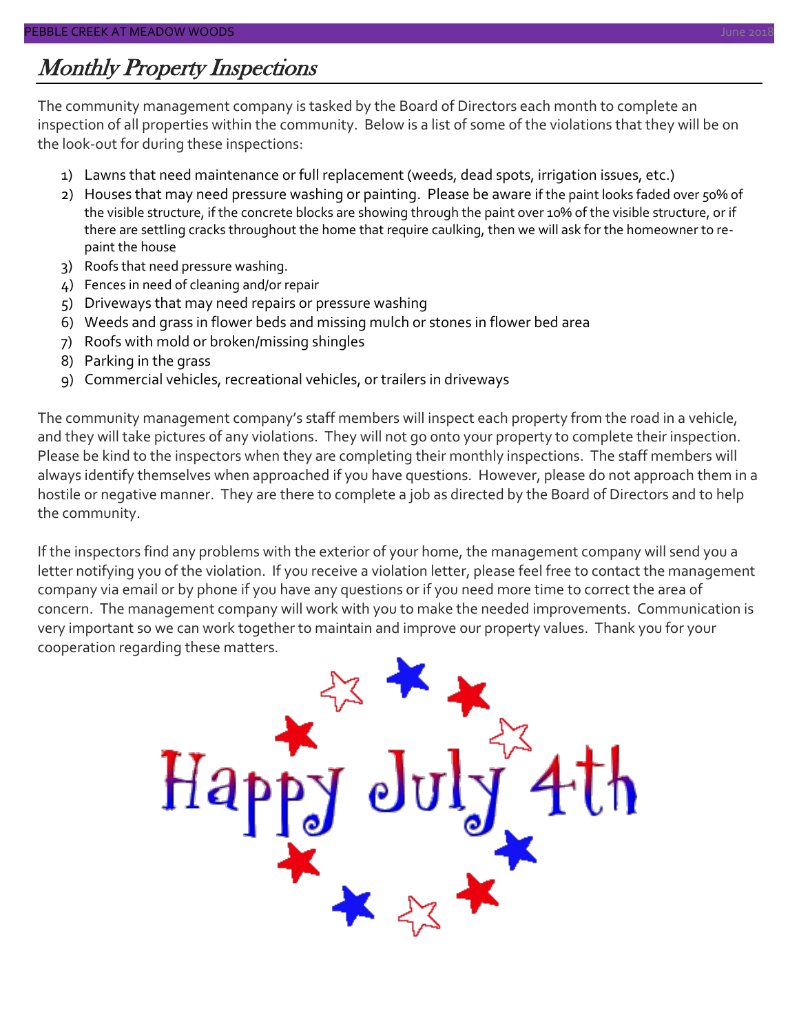# Monthly Property Inspections

The community management company is tasked by the Board of Directors each month to complete an inspection of all properties within the community. Below is a list of some of the violations that they will be on the look-out for during these inspections:

1) Lawns that need maintenance or full replacement (weeds, dead spots, irrigation issues, etc.)
2) Houses that may need pressure washing or painting. Please be aware if the paint looks faded over 50% of the visible structure, if the concrete blocks are showing through the paint over 10% of the visible structure, or if there are settling cracks throughout the home that require caulking, then we will ask for the homeowner to re-paint the house
3) Roofs that need pressure washing.
4) Fences in need of cleaning and/or repair
5) Driveways that may need repairs or pressure washing
6) Weeds and grass in flower beds and missing mulch or stones in flower bed area
7) Roofs with mold or broken/missing shingles
8) Parking in the grass
9) Commercial vehicles, recreational vehicles, or trailers in driveways

The community management company's staff members will inspect each property from the road in a vehicle, and they will take pictures of any violations. They will not go onto your property to complete their inspection. Please be kind to the inspectors when they are completing their monthly inspections. The staff members will always identify themselves when approached if you have questions. However, please do not approach them in a hostile or negative manner. They are there to complete a job as directed by the Board of Directors and to help the community.

If the inspectors find any problems with the exterior of your home, the management company will send you a letter notifying you of the violation. If you receive a violation letter, please feel free to contact the management company via email or by phone if you have any questions or if you need more time to correct the area of concern. The management company will work with you to make the needed improvements. Communication is very important so we can work together to maintain and improve our property values. Thank you for your cooperation regarding these matters.

Happy July 4th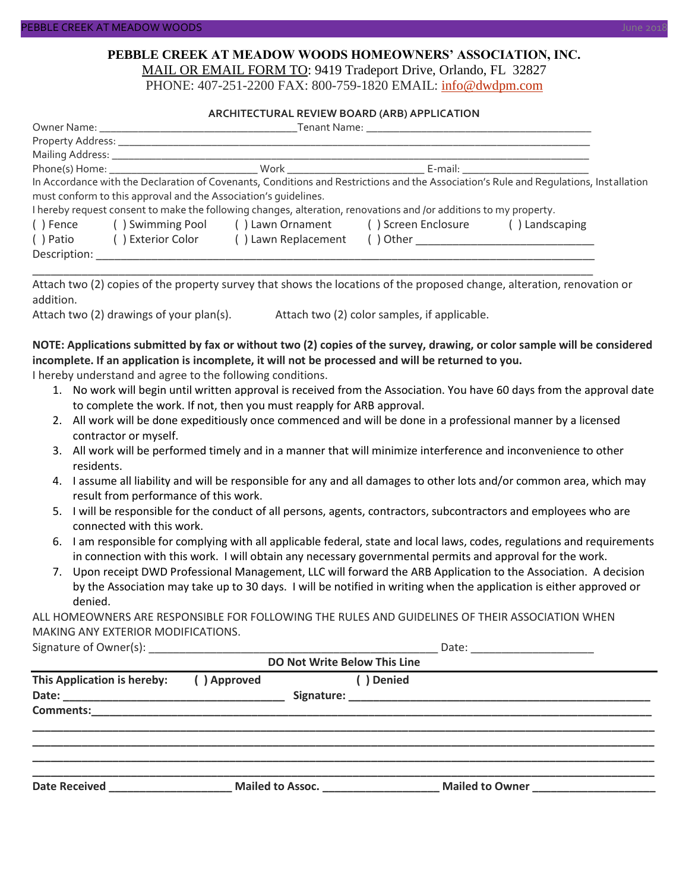# PEBBLE CREEK AT MEADOW WOODS HOMEOWNERS' ASSOCIATION, INC.

MAIL OR EMAIL FORM TO: 9419 Tradeport Drive, Orlando, FL 32827
PHONE: 407-251-2200 FAX: 800-759-1820 EMAIL: info@dwdpm.com

## ARCHITECTURAL REVIEW BOARD (ARB) APPLICATION

Owner Name: ___________________________________ Tenant Name: ________________________________________

Property Address: ________________________________________________________________________________

Mailing Address: _________________________________________________________________________________

Phone(s) Home: __________________________ Work _________________________ E-mail: ______________________

In Accordance with the Declaration of Covenants, Conditions and Restrictions and the Association's Rule and Regulations, Installation must conform to this approval and the Association's guidelines.

I hereby request consent to make the following changes, alteration, renovations and /or additions to my property.

( ) Fence ( ) Swimming Pool ( ) Lawn Ornament ( ) Screen Enclosure ( ) Landscaping

( ) Patio ( ) Exterior Color ( ) Lawn Replacement ( ) Other ______________________________

Description: _______________________________________________________________________________________

__________________________________________________________________________________________________

Attach two (2) copies of the property survey that shows the locations of the proposed change, alteration, renovation or addition.

Attach two (2) drawings of your plan(s). Attach two (2) color samples, if applicable.

**NOTE: Applications submitted by fax or without two (2) copies of the survey, drawing, or color sample will be considered incomplete. If an application is incomplete, it will not be processed and will be returned to you.**

I hereby understand and agree to the following conditions.

1. No work will begin until written approval is received from the Association. You have 60 days from the approval date to complete the work. If not, then you must reapply for ARB approval.
2. All work will be done expeditiously once commenced and will be done in a professional manner by a licensed contractor or myself.
3. All work will be performed timely and in a manner that will minimize interference and inconvenience to other residents.
4. I assume all liability and will be responsible for any and all damages to other lots and/or common area, which may result from performance of this work.
5. I will be responsible for the conduct of all persons, agents, contractors, subcontractors and employees who are connected with this work.
6. I am responsible for complying with all applicable federal, state and local laws, codes, regulations and requirements in connection with this work. I will obtain any necessary governmental permits and approval for the work.
7. Upon receipt DWD Professional Management, LLC will forward the ARB Application to the Association. A decision by the Association may take up to 30 days. I will be notified in writing when the application is either approved or denied.

ALL HOMEOWNERS ARE RESPONSIBLE FOR FOLLOWING THE RULES AND GUIDELINES OF THEIR ASSOCIATION WHEN MAKING ANY EXTERIOR MODIFICATIONS.

Signature of Owner(s): _________________________________________________ Date: ____________________

**DO Not Write Below This Line**

**This Application is hereby: ( ) Approved ( ) Denied**

**Date:** ___________________________________ **Signature:** ____________________________________________________

**Comments:**______________________________________________________________________________________________

__________________________________________________________________________________________________________

__________________________________________________________________________________________________________

__________________________________________________________________________________________________________

__________________________________________________________________________________________________________

**Date Received** ____________________ **Mailed to Assoc.** ___________________ **Mailed to Owner** ____________________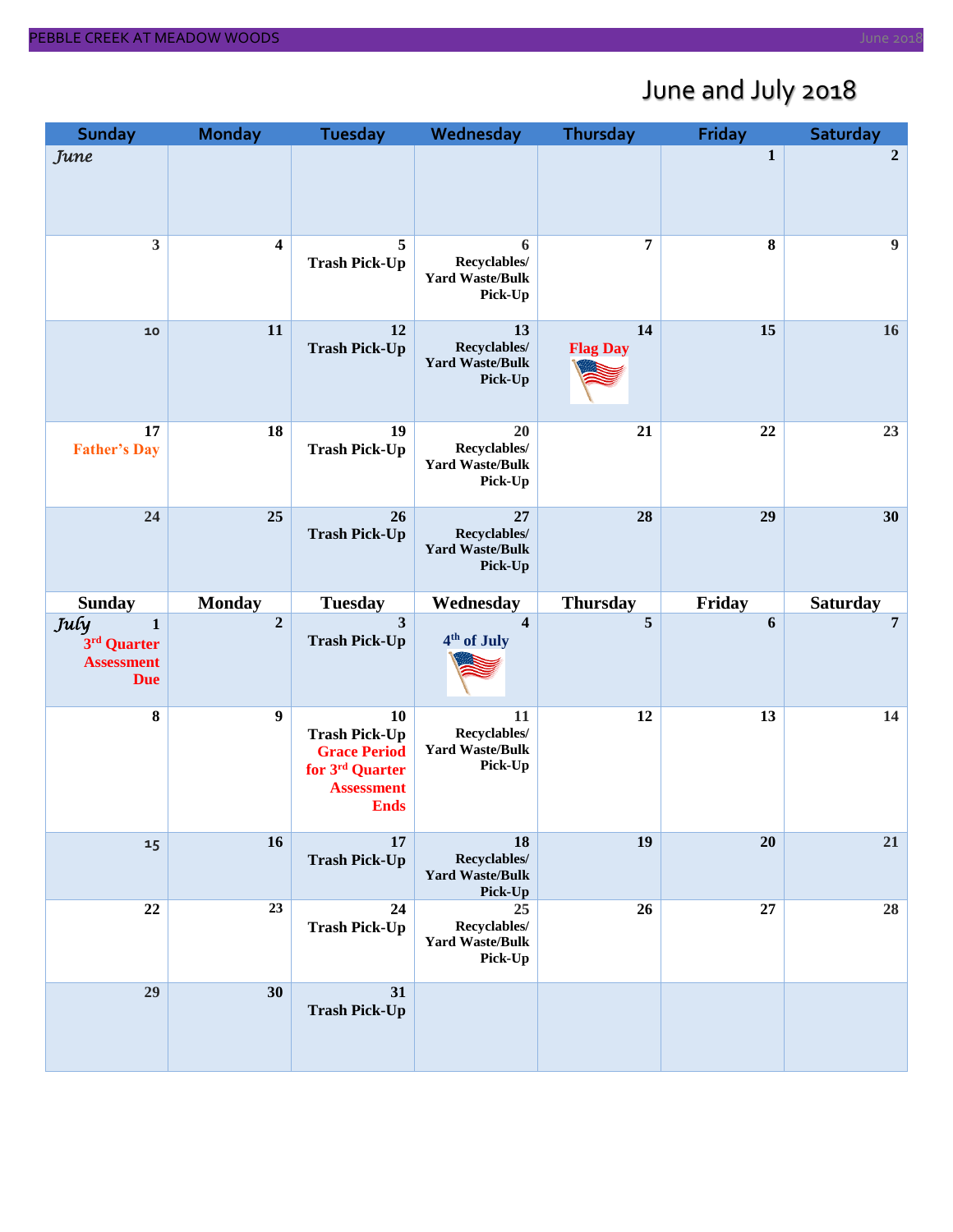# June and July 2018

| Sunday | Monday | Tuesday | Wednesday | Thursday | Friday | Saturday |
|---|---|---|---|---|---|---|
| *June* | | | | | 1 | 2 |
| 3 | 4 | 5 Trash Pick-Up | 6 Recyclables/ Yard Waste/Bulk Pick-Up | 7 | 8 | 9 |
| 10 | 11 | 12 Trash Pick-Up | 13 Recyclables/ Yard Waste/Bulk Pick-Up | 14 Flag Day | 15 | 16 |
| 17 Father's Day | 18 | 19 Trash Pick-Up | 20 Recyclables/ Yard Waste/Bulk Pick-Up | 21 | 22 | 23 |
| 24 | 25 | 26 Trash Pick-Up | 27 Recyclables/ Yard Waste/Bulk Pick-Up | 28 | 29 | 30 |
| **Sunday** | **Monday** | **Tuesday** | **Wednesday** | **Thursday** | **Friday** | **Saturday** |
| *July* 1 3rd Quarter Assessment Due | 2 | 3 Trash Pick-Up | 4 4th of July | 5 | 6 | 7 |
| 8 | 9 | 10 Trash Pick-Up Grace Period for 3rd Quarter Assessment Ends | 11 Recyclables/ Yard Waste/Bulk Pick-Up | 12 | 13 | 14 |
| 15 | 16 | 17 Trash Pick-Up | 18 Recyclables/ Yard Waste/Bulk Pick-Up | 19 | 20 | 21 |
| 22 | 23 | 24 Trash Pick-Up | 25 Recyclables/ Yard Waste/Bulk Pick-Up | 26 | 27 | 28 |
| 29 | 30 | 31 Trash Pick-Up | | | | |